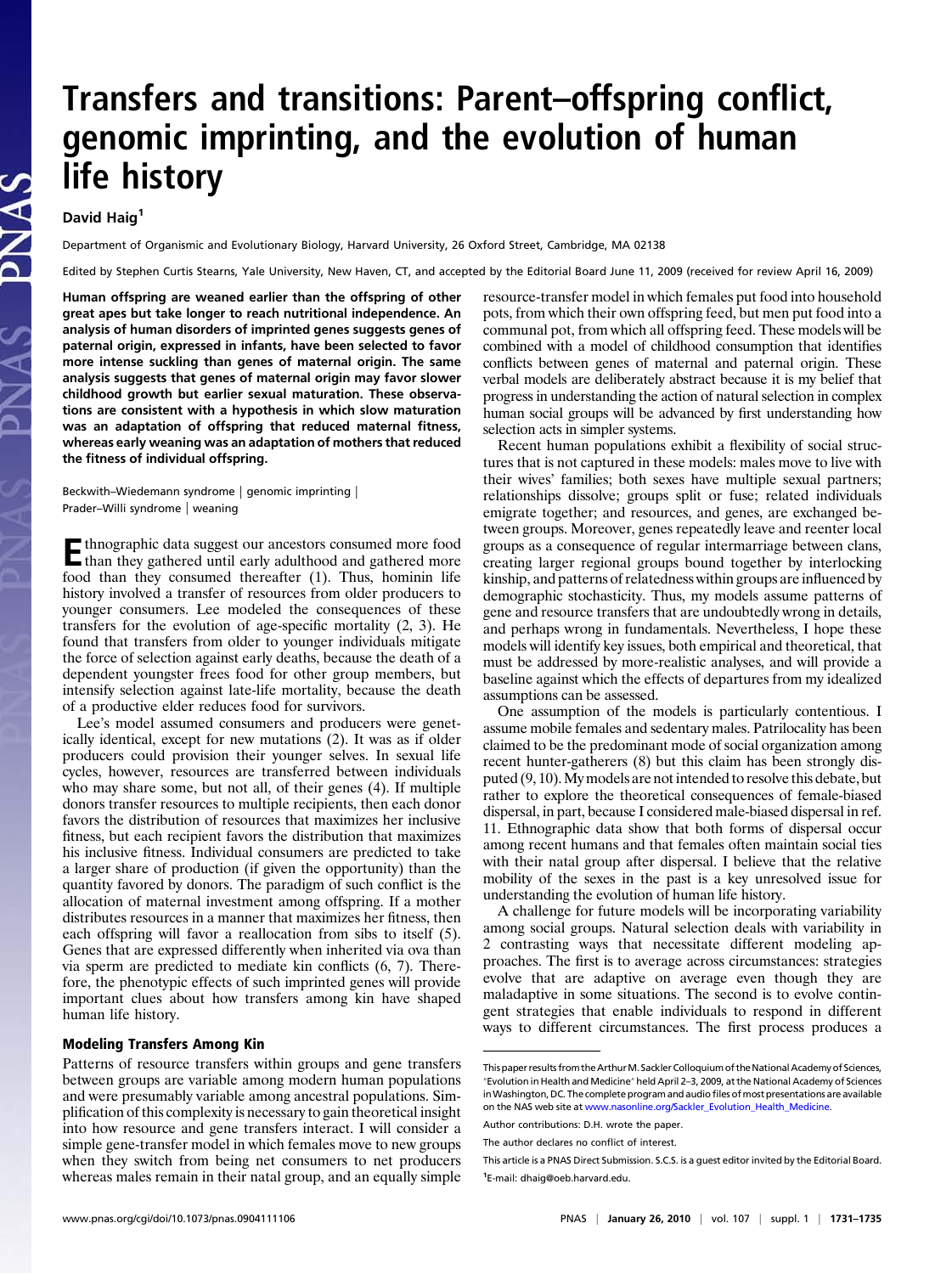# Transfers and transitions: Parent–offspring conflict, genomic imprinting, and the evolution of human life history

David Haig[1]

Department of Organismic and Evolutionary Biology, Harvard University, 26 Oxford Street, Cambridge, MA 02138

Edited by Stephen Curtis Stearns, Yale University, New Haven, CT, and accepted by the Editorial Board June 11, 2009 (received for review April 16, 2009)

**Human offspring are weaned earlier than the offspring of other great apes but take longer to reach nutritional independence. An analysis of human disorders of imprinted genes suggests genes of paternal origin, expressed in infants, have been selected to favor more intense suckling than genes of maternal origin. The same analysis suggests that genes of maternal origin may favor slower childhood growth but earlier sexual maturation. These observations are consistent with a hypothesis in which slow maturation was an adaptation of offspring that reduced maternal fitness, whereas early weaning was an adaptation of mothers that reduced the fitness of individual offspring.**

Beckwith–Wiedemann syndrome | genomic imprinting | Prader–Willi syndrome | weaning

Ethnographic data suggest our ancestors consumed more food than they gathered until early adulthood and gathered more food than they consumed thereafter (1). Thus, hominin life history involved a transfer of resources from older producers to younger consumers. Lee modeled the consequences of these transfers for the evolution of age-specific mortality (2, 3). He found that transfers from older to younger individuals mitigate the force of selection against early deaths, because the death of a dependent youngster frees food for other group members, but intensify selection against late-life mortality, because the death of a productive elder reduces food for survivors.

Lee's model assumed consumers and producers were genetically identical, except for new mutations (2). It was as if older producers could provision their younger selves. In sexual life cycles, however, resources are transferred between individuals who may share some, but not all, of their genes (4). If multiple donors transfer resources to multiple recipients, then each donor favors the distribution of resources that maximizes her inclusive fitness, but each recipient favors the distribution that maximizes his inclusive fitness. Individual consumers are predicted to take a larger share of production (if given the opportunity) than the quantity favored by donors. The paradigm of such conflict is the allocation of maternal investment among offspring. If a mother distributes resources in a manner that maximizes her fitness, then each offspring will favor a reallocation from sibs to itself (5). Genes that are expressed differently when inherited via ova than via sperm are predicted to mediate kin conflicts (6, 7). Therefore, the phenotypic effects of such imprinted genes will provide important clues about how transfers among kin have shaped human life history.

## Modeling Transfers Among Kin

Patterns of resource transfers within groups and gene transfers between groups are variable among modern human populations and were presumably variable among ancestral populations. Simplification of this complexity is necessary to gain theoretical insight into how resource and gene transfers interact. I will consider a simple gene-transfer model in which females move to new groups when they switch from being net consumers to net producers whereas males remain in their natal group, and an equally simple resource-transfer model in which females put food into household pots, from which their own offspring feed, but men put food into a communal pot, from which all offspring feed. These models will be combined with a model of childhood consumption that identifies conflicts between genes of maternal and paternal origin. These verbal models are deliberately abstract because it is my belief that progress in understanding the action of natural selection in complex human social groups will be advanced by first understanding how selection acts in simpler systems.

Recent human populations exhibit a flexibility of social structures that is not captured in these models: males move to live with their wives' families; both sexes have multiple sexual partners; relationships dissolve; groups split or fuse; related individuals emigrate together; and resources, and genes, are exchanged between groups. Moreover, genes repeatedly leave and reenter local groups as a consequence of regular intermarriage between clans, creating larger regional groups bound together by interlocking kinship, and patterns of relatedness within groups are influenced by demographic stochasticity. Thus, my models assume patterns of gene and resource transfers that are undoubtedly wrong in details, and perhaps wrong in fundamentals. Nevertheless, I hope these models will identify key issues, both empirical and theoretical, that must be addressed by more-realistic analyses, and will provide a baseline against which the effects of departures from my idealized assumptions can be assessed.

One assumption of the models is particularly contentious. I assume mobile females and sedentary males. Patrilocality has been claimed to be the predominant mode of social organization among recent hunter-gatherers (8) but this claim has been strongly disputed (9, 10). My models are not intended to resolve this debate, but rather to explore the theoretical consequences of female-biased dispersal, in part, because I considered male-biased dispersal in ref. 11. Ethnographic data show that both forms of dispersal occur among recent humans and that females often maintain social ties with their natal group after dispersal. I believe that the relative mobility of the sexes in the past is a key unresolved issue for understanding the evolution of human life history.

A challenge for future models will be incorporating variability among social groups. Natural selection deals with variability in 2 contrasting ways that necessitate different modeling approaches. The first is to average across circumstances: strategies evolve that are adaptive on average even though they are maladaptive in some situations. The second is to evolve contingent strategies that enable individuals to respond in different ways to different circumstances. The first process produces a

This paper results from the Arthur M. Sackler Colloquium of the National Academy of Sciences, "Evolution in Health and Medicine" held April 2–3, 2009, at the National Academy of Sciences in Washington, DC. The complete program and audio files of most presentations are available on the NAS web site at www.nasonline.org/Sackler_Evolution_Health_Medicine.

Author contributions: D.H. wrote the paper.

The author declares no conflict of interest.

This article is a PNAS Direct Submission. S.C.S. is a guest editor invited by the Editorial Board.

[1]E-mail: dhaig@oeb.harvard.edu.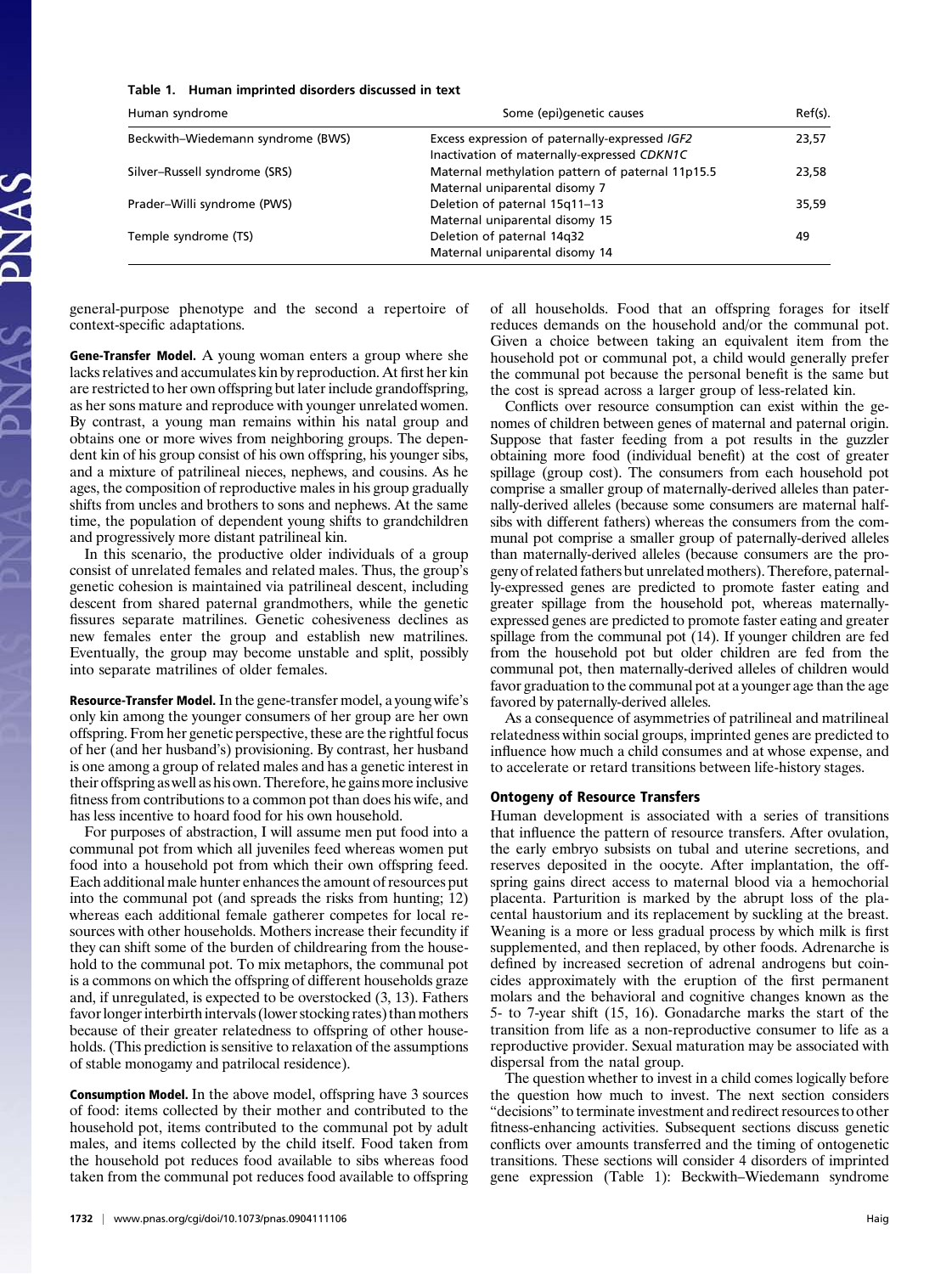**Table 1. Human imprinted disorders discussed in text**

| Human syndrome | Some (epi)genetic causes | Ref(s). |
|---|---|---|
| Beckwith–Wiedemann syndrome (BWS) | Excess expression of paternally-expressed *IGF2* | 23,57 |
| | Inactivation of maternally-expressed *CDKN1C* | |
| Silver–Russell syndrome (SRS) | Maternal methylation pattern of paternal 11p15.5 | 23,58 |
| | Maternal uniparental disomy 7 | |
| Prader–Willi syndrome (PWS) | Deletion of paternal 15q11–13 | 35,59 |
| | Maternal uniparental disomy 15 | |
| Temple syndrome (TS) | Deletion of paternal 14q32 | 49 |
| | Maternal uniparental disomy 14 | |

general-purpose phenotype and the second a repertoire of context-specific adaptations.

**Gene-Transfer Model.** A young woman enters a group where she lacks relatives and accumulates kin by reproduction. At first her kin are restricted to her own offspring but later include grandoffspring, as her sons mature and reproduce with younger unrelated women. By contrast, a young man remains within his natal group and obtains one or more wives from neighboring groups. The dependent kin of his group consist of his own offspring, his younger sibs, and a mixture of patrilineal nieces, nephews, and cousins. As he ages, the composition of reproductive males in his group gradually shifts from uncles and brothers to sons and nephews. At the same time, the population of dependent young shifts to grandchildren and progressively more distant patrilineal kin.

In this scenario, the productive older individuals of a group consist of unrelated females and related males. Thus, the group's genetic cohesion is maintained via patrilineal descent, including descent from shared paternal grandmothers, while the genetic fissures separate matrilines. Genetic cohesiveness declines as new females enter the group and establish new matrilines. Eventually, the group may become unstable and split, possibly into separate matrilines of older females.

**Resource-Transfer Model.** In the gene-transfer model, a young wife's only kin among the younger consumers of her group are her own offspring. From her genetic perspective, these are the rightful focus of her (and her husband's) provisioning. By contrast, her husband is one among a group of related males and has a genetic interest in their offspring as well as his own. Therefore, he gains more inclusive fitness from contributions to a common pot than does his wife, and has less incentive to hoard food for his own household.

For purposes of abstraction, I will assume men put food into a communal pot from which all juveniles feed whereas women put food into a household pot from which their own offspring feed. Each additional male hunter enhances the amount of resources put into the communal pot (and spreads the risks from hunting; 12) whereas each additional female gatherer competes for local resources with other households. Mothers increase their fecundity if they can shift some of the burden of childrearing from the household to the communal pot. To mix metaphors, the communal pot is a commons on which the offspring of different households graze and, if unregulated, is expected to be overstocked (3, 13). Fathers favor longer interbirth intervals (lower stocking rates) than mothers because of their greater relatedness to offspring of other households. (This prediction is sensitive to relaxation of the assumptions of stable monogamy and patrilocal residence).

**Consumption Model.** In the above model, offspring have 3 sources of food: items collected by their mother and contributed to the household pot, items contributed to the communal pot by adult males, and items collected by the child itself. Food taken from the household pot reduces food available to sibs whereas food taken from the communal pot reduces food available to offspring of all households. Food that an offspring forages for itself reduces demands on the household and/or the communal pot. Given a choice between taking an equivalent item from the household pot or communal pot, a child would generally prefer the communal pot because the personal benefit is the same but the cost is spread across a larger group of less-related kin.

Conflicts over resource consumption can exist within the genomes of children between genes of maternal and paternal origin. Suppose that faster feeding from a pot results in the guzzler obtaining more food (individual benefit) at the cost of greater spillage (group cost). The consumers from each household pot comprise a smaller group of maternally-derived alleles than paternally-derived alleles (because some consumers are maternal half-sibs with different fathers) whereas the consumers from the communal pot comprise a smaller group of paternally-derived alleles than maternally-derived alleles (because consumers are the progeny of related fathers but unrelated mothers). Therefore, paternally-expressed genes are predicted to promote faster eating and greater spillage from the household pot, whereas maternally-expressed genes are predicted to promote faster eating and greater spillage from the communal pot (14). If younger children are fed from the household pot but older children are fed from the communal pot, then maternally-derived alleles of children would favor graduation to the communal pot at a younger age than the age favored by paternally-derived alleles.

As a consequence of asymmetries of patrilineal and matrilineal relatedness within social groups, imprinted genes are predicted to influence how much a child consumes and at whose expense, and to accelerate or retard transitions between life-history stages.

## Ontogeny of Resource Transfers

Human development is associated with a series of transitions that influence the pattern of resource transfers. After ovulation, the early embryo subsists on tubal and uterine secretions, and reserves deposited in the oocyte. After implantation, the offspring gains direct access to maternal blood via a hemochorial placenta. Parturition is marked by the abrupt loss of the placental haustorium and its replacement by suckling at the breast. Weaning is a more or less gradual process by which milk is first supplemented, and then replaced, by other foods. Adrenarche is defined by increased secretion of adrenal androgens but coincides approximately with the eruption of the first permanent molars and the behavioral and cognitive changes known as the 5- to 7-year shift (15, 16). Gonadarche marks the start of the transition from life as a non-reproductive consumer to life as a reproductive provider. Sexual maturation may be associated with dispersal from the natal group.

The question whether to invest in a child comes logically before the question how much to invest. The next section considers "decisions" to terminate investment and redirect resources to other fitness-enhancing activities. Subsequent sections discuss genetic conflicts over amounts transferred and the timing of ontogenetic transitions. These sections will consider 4 disorders of imprinted gene expression (Table 1): Beckwith–Wiedemann syndrome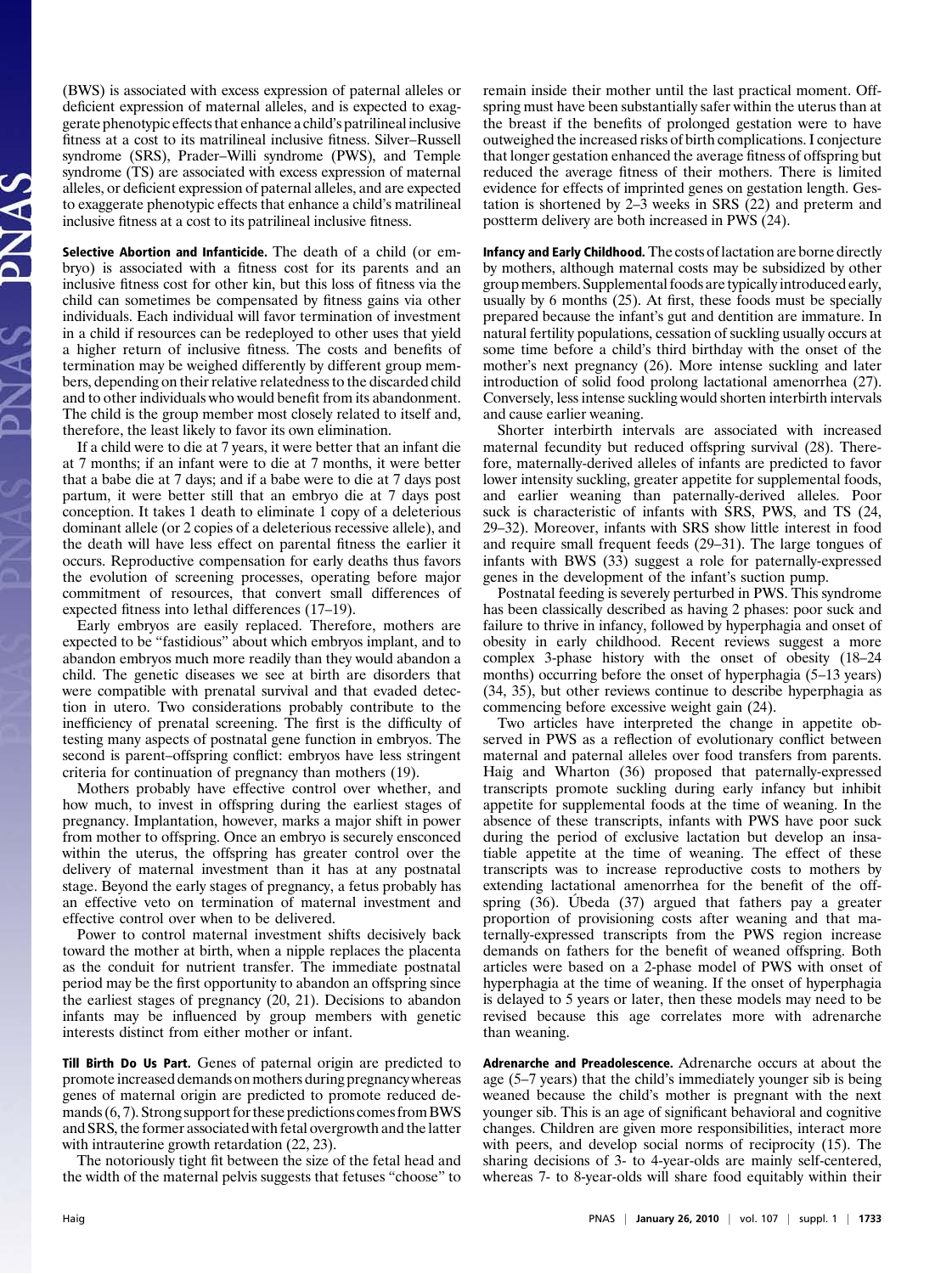(BWS) is associated with excess expression of paternal alleles or deficient expression of maternal alleles, and is expected to exaggerate phenotypic effects that enhance a child's patrilineal inclusive fitness at a cost to its matrilineal inclusive fitness. Silver–Russell syndrome (SRS), Prader–Willi syndrome (PWS), and Temple syndrome (TS) are associated with excess expression of maternal alleles, or deficient expression of paternal alleles, and are expected to exaggerate phenotypic effects that enhance a child's matrilineal inclusive fitness at a cost to its patrilineal inclusive fitness.

**Selective Abortion and Infanticide.** The death of a child (or embryo) is associated with a fitness cost for its parents and an inclusive fitness cost for other kin, but this loss of fitness via the child can sometimes be compensated by fitness gains via other individuals. Each individual will favor termination of investment in a child if resources can be redeployed to other uses that yield a higher return of inclusive fitness. The costs and benefits of termination may be weighed differently by different group members, depending on their relative relatedness to the discarded child and to other individuals who would benefit from its abandonment. The child is the group member most closely related to itself and, therefore, the least likely to favor its own elimination.

If a child were to die at 7 years, it were better that an infant die at 7 months; if an infant were to die at 7 months, it were better that a babe die at 7 days; and if a babe were to die at 7 days post partum, it were better still that an embryo die at 7 days post conception. It takes 1 death to eliminate 1 copy of a deleterious dominant allele (or 2 copies of a deleterious recessive allele), and the death will have less effect on parental fitness the earlier it occurs. Reproductive compensation for early deaths thus favors the evolution of screening processes, operating before major commitment of resources, that convert small differences of expected fitness into lethal differences (17–19).

Early embryos are easily replaced. Therefore, mothers are expected to be "fastidious" about which embryos implant, and to abandon embryos much more readily than they would abandon a child. The genetic diseases we see at birth are disorders that were compatible with prenatal survival and that evaded detection in utero. Two considerations probably contribute to the inefficiency of prenatal screening. The first is the difficulty of testing many aspects of postnatal gene function in embryos. The second is parent–offspring conflict: embryos have less stringent criteria for continuation of pregnancy than mothers (19).

Mothers probably have effective control over whether, and how much, to invest in offspring during the earliest stages of pregnancy. Implantation, however, marks a major shift in power from mother to offspring. Once an embryo is securely ensconced within the uterus, the offspring has greater control over the delivery of maternal investment than it has at any postnatal stage. Beyond the early stages of pregnancy, a fetus probably has an effective veto on termination of maternal investment and effective control over when to be delivered.

Power to control maternal investment shifts decisively back toward the mother at birth, when a nipple replaces the placenta as the conduit for nutrient transfer. The immediate postnatal period may be the first opportunity to abandon an offspring since the earliest stages of pregnancy (20, 21). Decisions to abandon infants may be influenced by group members with genetic interests distinct from either mother or infant.

**Till Birth Do Us Part.** Genes of paternal origin are predicted to promote increased demands on mothers during pregnancy whereas genes of maternal origin are predicted to promote reduced demands (6, 7). Strong support for these predictions comes from BWS and SRS, the former associated with fetal overgrowth and the latter with intrauterine growth retardation (22, 23).

The notoriously tight fit between the size of the fetal head and the width of the maternal pelvis suggests that fetuses "choose" to remain inside their mother until the last practical moment. Offspring must have been substantially safer within the uterus than at the breast if the benefits of prolonged gestation were to have outweighed the increased risks of birth complications. I conjecture that longer gestation enhanced the average fitness of offspring but reduced the average fitness of their mothers. There is limited evidence for effects of imprinted genes on gestation length. Gestation is shortened by 2–3 weeks in SRS (22) and preterm and postterm delivery are both increased in PWS (24).

**Infancy and Early Childhood.** The costs of lactation are borne directly by mothers, although maternal costs may be subsidized by other group members. Supplemental foods are typically introduced early, usually by 6 months (25). At first, these foods must be specially prepared because the infant's gut and dentition are immature. In natural fertility populations, cessation of suckling usually occurs at some time before a child's third birthday with the onset of the mother's next pregnancy (26). More intense suckling and later introduction of solid food prolong lactational amenorrhea (27). Conversely, less intense suckling would shorten interbirth intervals and cause earlier weaning.

Shorter interbirth intervals are associated with increased maternal fecundity but reduced offspring survival (28). Therefore, maternally-derived alleles of infants are predicted to favor lower intensity suckling, greater appetite for supplemental foods, and earlier weaning than paternally-derived alleles. Poor suck is characteristic of infants with SRS, PWS, and TS (24, 29–32). Moreover, infants with SRS show little interest in food and require small frequent feeds (29–31). The large tongues of infants with BWS (33) suggest a role for paternally-expressed genes in the development of the infant's suction pump.

Postnatal feeding is severely perturbed in PWS. This syndrome has been classically described as having 2 phases: poor suck and failure to thrive in infancy, followed by hyperphagia and onset of obesity in early childhood. Recent reviews suggest a more complex 3-phase history with the onset of obesity (18–24 months) occurring before the onset of hyperphagia (5–13 years) (34, 35), but other reviews continue to describe hyperphagia as commencing before excessive weight gain (24).

Two articles have interpreted the change in appetite observed in PWS as a reflection of evolutionary conflict between maternal and paternal alleles over food transfers from parents. Haig and Wharton (36) proposed that paternally-expressed transcripts promote suckling during early infancy but inhibit appetite for supplemental foods at the time of weaning. In the absence of these transcripts, infants with PWS have poor suck during the period of exclusive lactation but develop an insatiable appetite at the time of weaning. The effect of these transcripts was to increase reproductive costs to mothers by extending lactational amenorrhea for the benefit of the offspring (36). Úbeda (37) argued that fathers pay a greater proportion of provisioning costs after weaning and that maternally-expressed transcripts from the PWS region increase demands on fathers for the benefit of weaned offspring. Both articles were based on a 2-phase model of PWS with onset of hyperphagia at the time of weaning. If the onset of hyperphagia is delayed to 5 years or later, then these models may need to be revised because this age correlates more with adrenarche than weaning.

**Adrenarche and Preadolescence.** Adrenarche occurs at about the age (5–7 years) that the child's immediately younger sib is being weaned because the child's mother is pregnant with the next younger sib. This is an age of significant behavioral and cognitive changes. Children are given more responsibilities, interact more with peers, and develop social norms of reciprocity (15). The sharing decisions of 3- to 4-year-olds are mainly self-centered, whereas 7- to 8-year-olds will share food equitably within their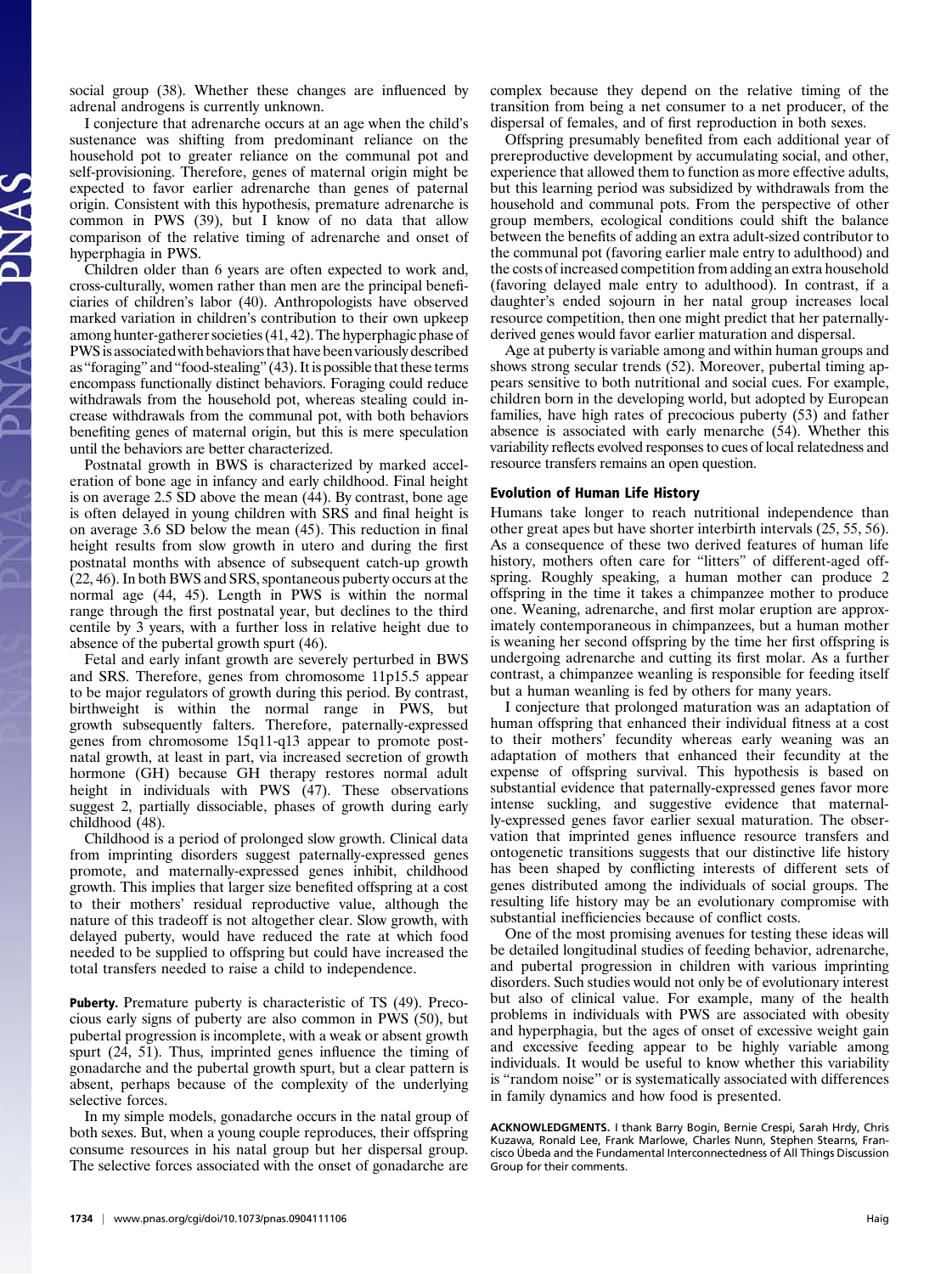social group (38). Whether these changes are influenced by adrenal androgens is currently unknown.

I conjecture that adrenarche occurs at an age when the child's sustenance was shifting from predominant reliance on the household pot to greater reliance on the communal pot and self-provisioning. Therefore, genes of maternal origin might be expected to favor earlier adrenarche than genes of paternal origin. Consistent with this hypothesis, premature adrenarche is common in PWS (39), but I know of no data that allow comparison of the relative timing of adrenarche and onset of hyperphagia in PWS.

Children older than 6 years are often expected to work and, cross-culturally, women rather than men are the principal beneficiaries of children's labor (40). Anthropologists have observed marked variation in children's contribution to their own upkeep among hunter-gatherer societies (41, 42). The hyperphagic phase of PWS is associated with behaviors that have been variously described as "foraging" and "food-stealing" (43). It is possible that these terms encompass functionally distinct behaviors. Foraging could reduce withdrawals from the household pot, whereas stealing could increase withdrawals from the communal pot, with both behaviors benefiting genes of maternal origin, but this is mere speculation until the behaviors are better characterized.

Postnatal growth in BWS is characterized by marked acceleration of bone age in infancy and early childhood. Final height is on average 2.5 SD above the mean (44). By contrast, bone age is often delayed in young children with SRS and final height is on average 3.6 SD below the mean (45). This reduction in final height results from slow growth in utero and during the first postnatal months with absence of subsequent catch-up growth (22, 46). In both BWS and SRS, spontaneous puberty occurs at the normal age (44, 45). Length in PWS is within the normal range through the first postnatal year, but declines to the third centile by 3 years, with a further loss in relative height due to absence of the pubertal growth spurt (46).

Fetal and early infant growth are severely perturbed in BWS and SRS. Therefore, genes from chromosome 11p15.5 appear to be major regulators of growth during this period. By contrast, birthweight is within the normal range in PWS, but growth subsequently falters. Therefore, paternally-expressed genes from chromosome 15q11-q13 appear to promote postnatal growth, at least in part, via increased secretion of growth hormone (GH) because GH therapy restores normal adult height in individuals with PWS (47). These observations suggest 2, partially dissociable, phases of growth during early childhood (48).

Childhood is a period of prolonged slow growth. Clinical data from imprinting disorders suggest paternally-expressed genes promote, and maternally-expressed genes inhibit, childhood growth. This implies that larger size benefited offspring at a cost to their mothers' residual reproductive value, although the nature of this tradeoff is not altogether clear. Slow growth, with delayed puberty, would have reduced the rate at which food needed to be supplied to offspring but could have increased the total transfers needed to raise a child to independence.

**Puberty.** Premature puberty is characteristic of TS (49). Precocious early signs of puberty are also common in PWS (50), but pubertal progression is incomplete, with a weak or absent growth spurt (24, 51). Thus, imprinted genes influence the timing of gonadarche and the pubertal growth spurt, but a clear pattern is absent, perhaps because of the complexity of the underlying selective forces.

In my simple models, gonadarche occurs in the natal group of both sexes. But, when a young couple reproduces, their offspring consume resources in his natal group but her dispersal group. The selective forces associated with the onset of gonadarche are complex because they depend on the relative timing of the transition from being a net consumer to a net producer, of the dispersal of females, and of first reproduction in both sexes.

Offspring presumably benefited from each additional year of prereproductive development by accumulating social, and other, experience that allowed them to function as more effective adults, but this learning period was subsidized by withdrawals from the household and communal pots. From the perspective of other group members, ecological conditions could shift the balance between the benefits of adding an extra adult-sized contributor to the communal pot (favoring earlier male entry to adulthood) and the costs of increased competition from adding an extra household (favoring delayed male entry to adulthood). In contrast, if a daughter's ended sojourn in her natal group increases local resource competition, then one might predict that her paternally-derived genes would favor earlier maturation and dispersal.

Age at puberty is variable among and within human groups and shows strong secular trends (52). Moreover, pubertal timing appears sensitive to both nutritional and social cues. For example, children born in the developing world, but adopted by European families, have high rates of precocious puberty (53) and father absence is associated with early menarche (54). Whether this variability reflects evolved responses to cues of local relatedness and resource transfers remains an open question.

## Evolution of Human Life History

Humans take longer to reach nutritional independence than other great apes but have shorter interbirth intervals (25, 55, 56). As a consequence of these two derived features of human life history, mothers often care for "litters" of different-aged offspring. Roughly speaking, a human mother can produce 2 offspring in the time it takes a chimpanzee mother to produce one. Weaning, adrenarche, and first molar eruption are approximately contemporaneous in chimpanzees, but a human mother is weaning her second offspring by the time her first offspring is undergoing adrenarche and cutting its first molar. As a further contrast, a chimpanzee weanling is responsible for feeding itself but a human weanling is fed by others for many years.

I conjecture that prolonged maturation was an adaptation of human offspring that enhanced their individual fitness at a cost to their mothers' fecundity whereas early weaning was an adaptation of mothers that enhanced their fecundity at the expense of offspring survival. This hypothesis is based on substantial evidence that paternally-expressed genes favor more intense suckling, and suggestive evidence that maternally-expressed genes favor earlier sexual maturation. The observation that imprinted genes influence resource transfers and ontogenetic transitions suggests that our distinctive life history has been shaped by conflicting interests of different sets of genes distributed among the individuals of social groups. The resulting life history may be an evolutionary compromise with substantial inefficiencies because of conflict costs.

One of the most promising avenues for testing these ideas will be detailed longitudinal studies of feeding behavior, adrenarche, and pubertal progression in children with various imprinting disorders. Such studies would not only be of evolutionary interest but also of clinical value. For example, many of the health problems in individuals with PWS are associated with obesity and hyperphagia, but the ages of onset of excessive weight gain and excessive feeding appear to be highly variable among individuals. It would be useful to know whether this variability is "random noise" or is systematically associated with differences in family dynamics and how food is presented.

**ACKNOWLEDGMENTS.** I thank Barry Bogin, Bernie Crespi, Sarah Hrdy, Chris Kuzawa, Ronald Lee, Frank Marlowe, Charles Nunn, Stephen Stearns, Francisco Úbeda and the Fundamental Interconnectedness of All Things Discussion Group for their comments.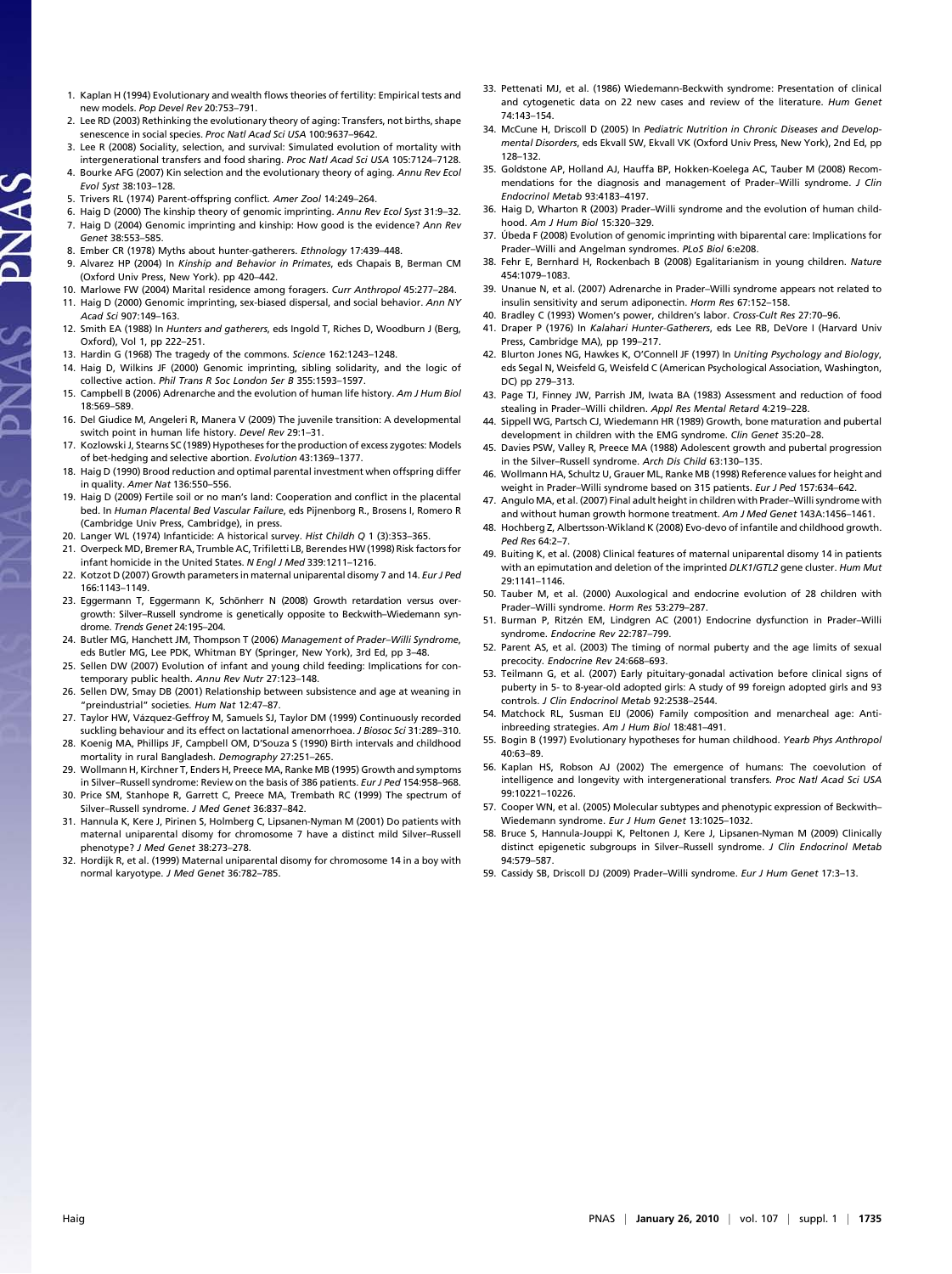1. Kaplan H (1994) Evolutionary and wealth flows theories of fertility: Empirical tests and new models. *Pop Devel Rev* 20:753–791.
2. Lee RD (2003) Rethinking the evolutionary theory of aging: Transfers, not births, shape senescence in social species. *Proc Natl Acad Sci USA* 100:9637–9642.
3. Lee R (2008) Sociality, selection, and survival: Simulated evolution of mortality with intergenerational transfers and food sharing. *Proc Natl Acad Sci USA* 105:7124–7128.
4. Bourke AFG (2007) Kin selection and the evolutionary theory of aging. *Annu Rev Ecol Evol Syst* 38:103–128.
5. Trivers RL (1974) Parent-offspring conflict. *Amer Zool* 14:249–264.
6. Haig D (2000) The kinship theory of genomic imprinting. *Annu Rev Ecol Syst* 31:9–32.
7. Haig D (2004) Genomic imprinting and kinship: How good is the evidence? *Ann Rev Genet* 38:553–585.
8. Ember CR (1978) Myths about hunter-gatherers. *Ethnology* 17:439–448.
9. Alvarez HP (2004) In *Kinship and Behavior in Primates*, eds Chapais B, Berman CM (Oxford Univ Press, New York). pp 420–442.
10. Marlowe FW (2004) Marital residence among foragers. *Curr Anthropol* 45:277–284.
11. Haig D (2000) Genomic imprinting, sex-biased dispersal, and social behavior. *Ann NY Acad Sci* 907:149–163.
12. Smith EA (1988) In *Hunters and gatherers*, eds Ingold T, Riches D, Woodburn J (Berg, Oxford), Vol 1, pp 222–251.
13. Hardin G (1968) The tragedy of the commons. *Science* 162:1243–1248.
14. Haig D, Wilkins JF (2000) Genomic imprinting, sibling solidarity, and the logic of collective action. *Phil Trans R Soc London Ser B* 355:1593–1597.
15. Campbell B (2006) Adrenarche and the evolution of human life history. *Am J Hum Biol* 18:569–589.
16. Del Giudice M, Angeleri R, Manera V (2009) The juvenile transition: A developmental switch point in human life history. *Devel Rev* 29:1–31.
17. Kozlowski J, Stearns SC (1989) Hypotheses for the production of excess zygotes: Models of bet-hedging and selective abortion. *Evolution* 43:1369–1377.
18. Haig D (1990) Brood reduction and optimal parental investment when offspring differ in quality. *Amer Nat* 136:550–556.
19. Haig D (2009) Fertile soil or no man's land: Cooperation and conflict in the placental bed. In *Human Placental Bed Vascular Failure*, eds Pijnenborg R., Brosens I, Romero R (Cambridge Univ Press, Cambridge), in press.
20. Langer WL (1974) Infanticide: A historical survey. *Hist Childh Q* 1 (3):353–365.
21. Overpeck MD, Bremer RA, Trumble AC, Trifiletti LB, Berendes HW (1998) Risk factors for infant homicide in the United States. *N Engl J Med* 339:1211–1216.
22. Kotzot D (2007) Growth parameters in maternal uniparental disomy 7 and 14. *Eur J Ped* 166:1143–1149.
23. Eggermann T, Eggermann K, Schönherr N (2008) Growth retardation versus overgrowth: Silver–Russell syndrome is genetically opposite to Beckwith–Wiedemann syndrome. *Trends Genet* 24:195–204.
24. Butler MG, Hanchett JM, Thompson T (2006) *Management of Prader–Willi Syndrome*, eds Butler MG, Lee PDK, Whitman BY (Springer, New York), 3rd Ed, pp 3–48.
25. Sellen DW (2007) Evolution of infant and young child feeding: Implications for contemporary public health. *Annu Rev Nutr* 27:123–148.
26. Sellen DW, Smay DB (2001) Relationship between subsistence and age at weaning in "preindustrial" societies. *Hum Nat* 12:47–87.
27. Taylor HW, Vázquez-Geffroy M, Samuels SJ, Taylor DM (1999) Continuously recorded suckling behaviour and its effect on lactational amenorrhoea. *J Biosoc Sci* 31:289–310.
28. Koenig MA, Phillips JF, Campbell OM, D'Souza S (1990) Birth intervals and childhood mortality in rural Bangladesh. *Demography* 27:251–265.
29. Wollmann H, Kirchner T, Enders H, Preece MA, Ranke MB (1995) Growth and symptoms in Silver–Russell syndrome: Review on the basis of 386 patients. *Eur J Ped* 154:958–968.
30. Price SM, Stanhope R, Garrett C, Preece MA, Trembath RC (1999) The spectrum of Silver–Russell syndrome. *J Med Genet* 36:837–842.
31. Hannula K, Kere J, Pirinen S, Holmberg C, Lipsanen-Nyman M (2001) Do patients with maternal uniparental disomy for chromosome 7 have a distinct mild Silver–Russell phenotype? *J Med Genet* 38:273–278.
32. Hordijk R, et al. (1999) Maternal uniparental disomy for chromosome 14 in a boy with normal karyotype. *J Med Genet* 36:782–785.
33. Pettenati MJ, et al. (1986) Wiedemann-Beckwith syndrome: Presentation of clinical and cytogenetic data on 22 new cases and review of the literature. *Hum Genet* 74:143–154.
34. McCune H, Driscoll D (2005) In *Pediatric Nutrition in Chronic Diseases and Developmental Disorders*, eds Ekvall SW, Ekvall VK (Oxford Univ Press, New York), 2nd Ed, pp 128–132.
35. Goldstone AP, Holland AJ, Hauffa BP, Hokken-Koelega AC, Tauber M (2008) Recommendations for the diagnosis and management of Prader–Willi syndrome. *J Clin Endocrinol Metab* 93:4183–4197.
36. Haig D, Wharton R (2003) Prader–Willi syndrome and the evolution of human childhood. *Am J Hum Biol* 15:320–329.
37. Úbeda F (2008) Evolution of genomic imprinting with biparental care: Implications for Prader–Willi and Angelman syndromes. *PLoS Biol* 6:e208.
38. Fehr E, Bernhard H, Rockenbach B (2008) Egalitarianism in young children. *Nature* 454:1079–1083.
39. Unanue N, et al. (2007) Adrenarche in Prader–Willi syndrome appears not related to insulin sensitivity and serum adiponectin. *Horm Res* 67:152–158.
40. Bradley C (1993) Women's power, children's labor. *Cross-Cult Res* 27:70–96.
41. Draper P (1976) In *Kalahari Hunter-Gatherers*, eds Lee RB, DeVore I (Harvard Univ Press, Cambridge MA), pp 199–217.
42. Blurton Jones NG, Hawkes K, O'Connell JF (1997) In *Uniting Psychology and Biology*, eds Segal N, Weisfeld G, Weisfeld C (American Psychological Association, Washington, DC) pp 279–313.
43. Page TJ, Finney JW, Parrish JM, Iwata BA (1983) Assessment and reduction of food stealing in Prader–Willi children. *Appl Res Mental Retard* 4:219–228.
44. Sippell WG, Partsch CJ, Wiedemann HR (1989) Growth, bone maturation and pubertal development in children with the EMG syndrome. *Clin Genet* 35:20–28.
45. Davies PSW, Valley R, Preece MA (1988) Adolescent growth and pubertal progression in the Silver–Russell syndrome. *Arch Dis Child* 63:130–135.
46. Wollmann HA, Schultz U, Grauer ML, Ranke MB (1998) Reference values for height and weight in Prader–Willi syndrome based on 315 patients. *Eur J Ped* 157:634–642.
47. Angulo MA, et al. (2007) Final adult height in children with Prader–Willi syndrome with and without human growth hormone treatment. *Am J Med Genet* 143A:1456–1461.
48. Hochberg Z, Albertsson-Wikland K (2008) Evo-devo of infantile and childhood growth. *Ped Res* 64:2–7.
49. Buiting K, et al. (2008) Clinical features of maternal uniparental disomy 14 in patients with an epimutation and deletion of the imprinted *DLK1/GTL2* gene cluster. *Hum Mut* 29:1141–1146.
50. Tauber M, et al. (2000) Auxological and endocrine evolution of 28 children with Prader–Willi syndrome. *Horm Res* 53:279–287.
51. Burman P, Ritzén EM, Lindgren AC (2001) Endocrine dysfunction in Prader–Willi syndrome. *Endocrine Rev* 22:787–799.
52. Parent AS, et al. (2003) The timing of normal puberty and the age limits of sexual precocity. *Endocrine Rev* 24:668–693.
53. Teilmann G, et al. (2007) Early pituitary-gonadal activation before clinical signs of puberty in 5- to 8-year-old adopted girls: A study of 99 foreign adopted girls and 93 controls. *J Clin Endocrinol Metab* 92:2538–2544.
54. Matchock RL, Susman EIJ (2006) Family composition and menarcheal age: Anti-inbreeding strategies. *Am J Hum Biol* 18:481–491.
55. Bogin B (1997) Evolutionary hypotheses for human childhood. *Yearb Phys Anthropol* 40:63–89.
56. Kaplan HS, Robson AJ (2002) The emergence of humans: The coevolution of intelligence and longevity with intergenerational transfers. *Proc Natl Acad Sci USA* 99:10221–10226.
57. Cooper WN, et al. (2005) Molecular subtypes and phenotypic expression of Beckwith–Wiedemann syndrome. *Eur J Hum Genet* 13:1025–1032.
58. Bruce S, Hannula-Jouppi K, Peltonen J, Kere J, Lipsanen-Nyman M (2009) Clinically distinct epigenetic subgroups in Silver–Russell syndrome. *J Clin Endocrinol Metab* 94:579–587.
59. Cassidy SB, Driscoll DJ (2009) Prader–Willi syndrome. *Eur J Hum Genet* 17:3–13.